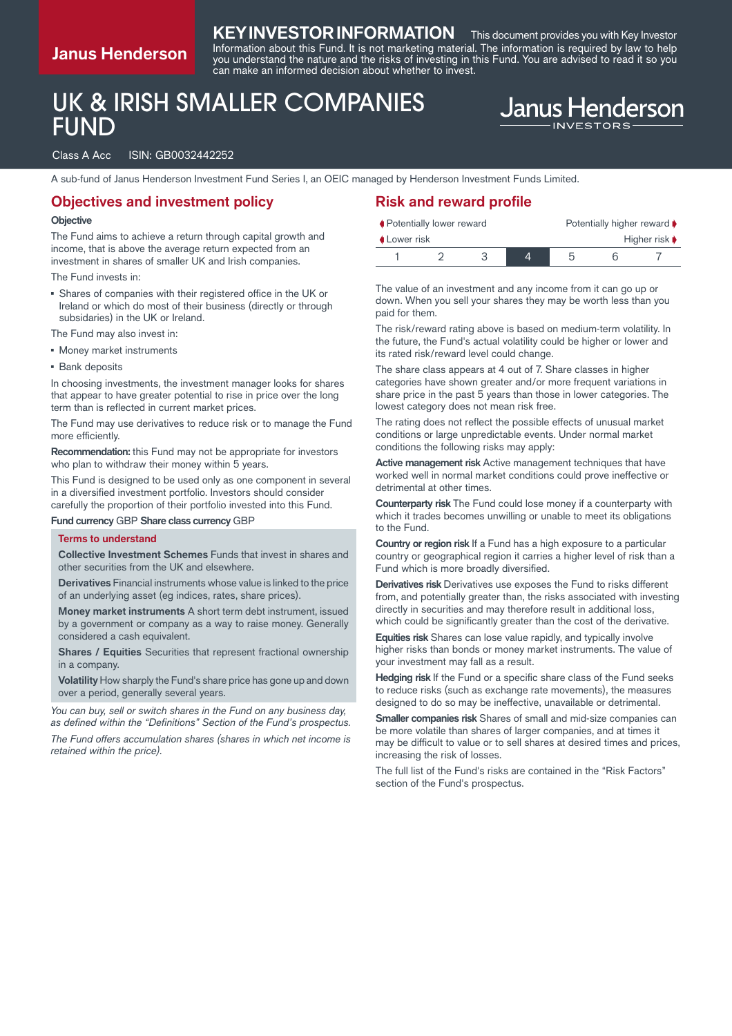# KEY INVESTOR INFORMATION

This document provides you with Key Investor Information about this Fund. It is not marketing material. The information is required by law to help you understand the nature and the risks of investing in this Fund. You are advised to read it so you can make an informed decision about whether to invest.

# UK & IRISH SMALLER COMPANIES FUND

Class A Acc ISIN: GB0032442252

A sub-fund of Janus Henderson Investment Fund Series I, an OEIC managed by Henderson Investment Funds Limited.

## Objectives and investment policy

**Objective**

The Fund aims to achieve a return through capital growth and income, that is above the average return expected from an investment in shares of smaller UK and Irish companies.

The Fund invests in:

- Shares of companies with their registered office in the UK or Ireland or which do most of their business (directly or through subsidiaries) in the UK or Ireland.

The Fund may also invest in:

- Money market instruments
- Bank deposits

In choosing investments, the investment manager looks for shares that appear to have greater potential to rise in price over the long term than is reflected in current market prices.

The Fund may use derivatives to reduce risk or to manage the Fund more efficiently.

**Recommendation:** this Fund may not be appropriate for investors who plan to withdraw their money within 5 years.

This Fund is designed to be used only as one component in several in a diversified investment portfolio. Investors should consider carefully the proportion of their portfolio invested into this Fund.

**Fund currency** GBP **Share class currency** GBP

### Terms to understand

**Collective Investment Schemes** Funds that invest in shares and other securities from the UK and elsewhere.

**Derivatives** Financial instruments whose value is linked to the price of an underlying asset (eg indices, rates, share prices).

**Money market instruments** A short term debt instrument, issued by a government or company as a way to raise money. Generally considered a cash equivalent.

**Shares / Equities** Securities that represent fractional ownership in a company.

**Volatility** How sharply the Fund's share price has gone up and down over a period, generally several years.

*You can buy, sell or switch shares in the Fund on any business day, as defined within the "Definitions" Section of the Fund's prospectus.*

*The Fund offers accumulation shares (shares in which net income is retained within the price).*

## Risk and reward profile

| Potentially lower reward / Lower risk | | | | | | Potentially higher reward / Higher risk |
|---|---|---|---|---|---|---|
| 1 | 2 | 3 | **4** | 5 | 6 | 7 |

The value of an investment and any income from it can go up or down. When you sell your shares they may be worth less than you paid for them.

The risk/reward rating above is based on medium-term volatility. In the future, the Fund's actual volatility could be higher or lower and its rated risk/reward level could change.

The share class appears at 4 out of 7. Share classes in higher categories have shown greater and/or more frequent variations in share price in the past 5 years than those in lower categories. The lowest category does not mean risk free.

The rating does not reflect the possible effects of unusual market conditions or large unpredictable events. Under normal market conditions the following risks may apply:

**Active management risk** Active management techniques that have worked well in normal market conditions could prove ineffective or detrimental at other times.

**Counterparty risk** The Fund could lose money if a counterparty with which it trades becomes unwilling or unable to meet its obligations to the Fund.

**Country or region risk** If a Fund has a high exposure to a particular country or geographical region it carries a higher level of risk than a Fund which is more broadly diversified.

**Derivatives risk** Derivatives use exposes the Fund to risks different from, and potentially greater than, the risks associated with investing directly in securities and may therefore result in additional loss, which could be significantly greater than the cost of the derivative.

**Equities risk** Shares can lose value rapidly, and typically involve higher risks than bonds or money market instruments. The value of your investment may fall as a result.

**Hedging risk** If the Fund or a specific share class of the Fund seeks to reduce risks (such as exchange rate movements), the measures designed to do so may be ineffective, unavailable or detrimental.

**Smaller companies risk** Shares of small and mid-size companies can be more volatile than shares of larger companies, and at times it may be difficult to value or to sell shares at desired times and prices, increasing the risk of losses.

The full list of the Fund's risks are contained in the "Risk Factors" section of the Fund's prospectus.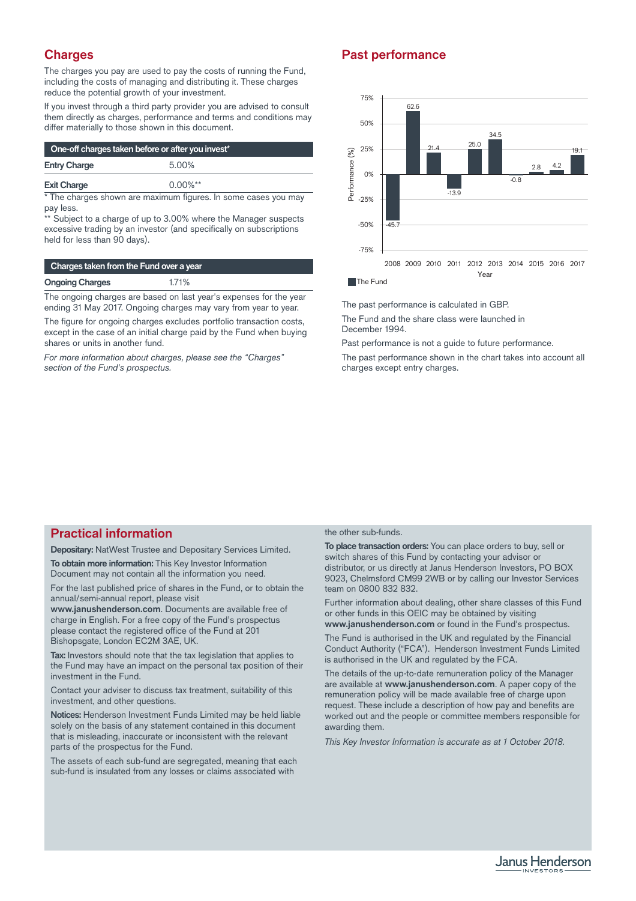## Charges

The charges you pay are used to pay the costs of running the Fund, including the costs of managing and distributing it. These charges reduce the potential growth of your investment.

If you invest through a third party provider you are advised to consult them directly as charges, performance and terms and conditions may differ materially to those shown in this document.

| One-off charges taken before or after you invest* | |
|---|---|
| **Entry Charge** | 5.00% |
| **Exit Charge** | 0.00%** |

\* The charges shown are maximum figures. In some cases you may pay less.

** Subject to a charge of up to 3.00% where the Manager suspects excessive trading by an investor (and specifically on subscriptions held for less than 90 days).

| Charges taken from the Fund over a year | |
|---|---|
| **Ongoing Charges** | 1.71% |

The ongoing charges are based on last year's expenses for the year ending 31 May 2017. Ongoing charges may vary from year to year.

The figure for ongoing charges excludes portfolio transaction costs, except in the case of an initial charge paid by the Fund when buying shares or units in another fund.

*For more information about charges, please see the "Charges" section of the Fund's prospectus.*

## Past performance

75%
50%
25%
0%
-25%
-50%
-75%

Performance (%)

-45.7
62.6
21.4
-13.9
25.0
34.5
-0.8
2.8
4.2
19.1

2008 2009 2010 2011 2012 2013 2014 2015 2016 2017

Year

The Fund

The past performance is calculated in GBP.

The Fund and the share class were launched in December 1994.

Past performance is not a guide to future performance.

The past performance shown in the chart takes into account all charges except entry charges.

## Practical information

**Depositary:** NatWest Trustee and Depositary Services Limited.

**To obtain more information:** This Key Investor Information Document may not contain all the information you need.

For the last published price of shares in the Fund, or to obtain the annual/semi-annual report, please visit **www.janushenderson.com**. Documents are available free of charge in English. For a free copy of the Fund's prospectus please contact the registered office of the Fund at 201 Bishopsgate, London EC2M 3AE, UK.

**Tax:** Investors should note that the tax legislation that applies to the Fund may have an impact on the personal tax position of their investment in the Fund.

Contact your adviser to discuss tax treatment, suitability of this investment, and other questions.

**Notices:** Henderson Investment Funds Limited may be held liable solely on the basis of any statement contained in this document that is misleading, inaccurate or inconsistent with the relevant parts of the prospectus for the Fund.

The assets of each sub-fund are segregated, meaning that each sub-fund is insulated from any losses or claims associated with the other sub-funds.

**To place transaction orders:** You can place orders to buy, sell or switch shares of this Fund by contacting your advisor or distributor, or us directly at Janus Henderson Investors, PO BOX 9023, Chelmsford CM99 2WB or by calling our Investor Services team on 0800 832 832.

Further information about dealing, other share classes of this Fund or other funds in this OEIC may be obtained by visiting **www.janushenderson.com** or found in the Fund's prospectus.

The Fund is authorised in the UK and regulated by the Financial Conduct Authority ("FCA"). Henderson Investment Funds Limited is authorised in the UK and regulated by the FCA.

The details of the up-to-date remuneration policy of the Manager are available at **www.janushenderson.com**. A paper copy of the remuneration policy will be made available free of charge upon request. These include a description of how pay and benefits are worked out and the people or committee members responsible for awarding them.

*This Key Investor Information is accurate as at 1 October 2018.*